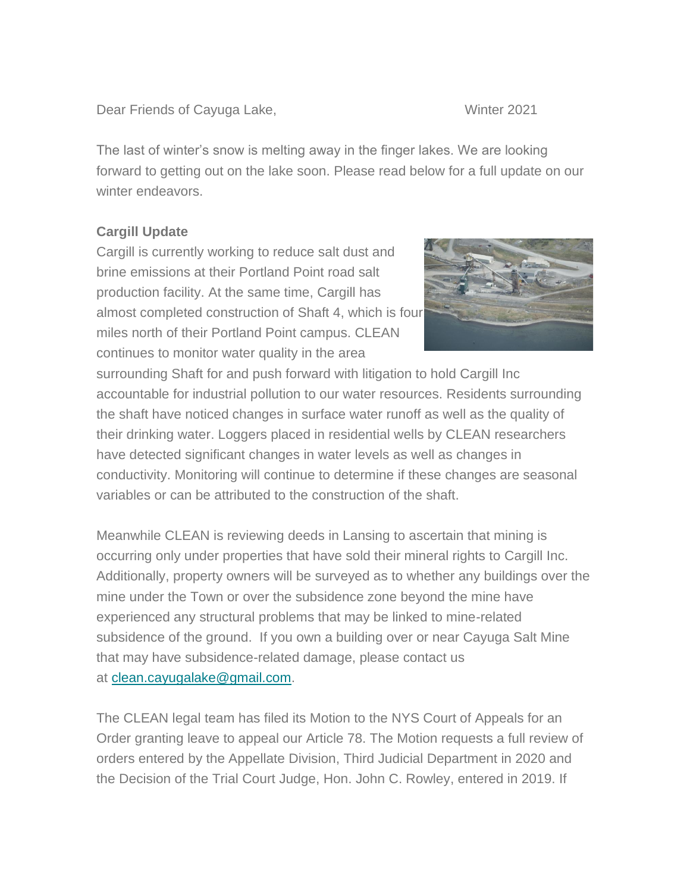Dear Friends of Cayuga Lake, Winter 2021

The last of winter's snow is melting away in the finger lakes. We are looking forward to getting out on the lake soon. Please read below for a full update on our winter endeavors.

**Cargill Update**

Cargill is currently working to reduce salt dust and brine emissions at their Portland Point road salt production facility. At the same time, Cargill has almost completed construction of Shaft 4, which is four miles north of their Portland Point campus. CLEAN continues to monitor water quality in the area surrounding Shaft for and push forward with litigation to hold Cargill Inc accountable for industrial pollution to our water resources. Residents surrounding the shaft have noticed changes in surface water runoff as well as the quality of their drinking water. Loggers placed in residential wells by CLEAN researchers have detected significant changes in water levels as well as changes in conductivity. Monitoring will continue to determine if these changes are seasonal variables or can be attributed to the construction of the shaft.

Meanwhile CLEAN is reviewing deeds in Lansing to ascertain that mining is occurring only under properties that have sold their mineral rights to Cargill Inc. Additionally, property owners will be surveyed as to whether any buildings over the mine under the Town or over the subsidence zone beyond the mine have experienced any structural problems that may be linked to mine-related subsidence of the ground. If you own a building over or near Cayuga Salt Mine that may have subsidence-related damage, please contact us at [clean.cayugalake@gmail.com](mailto:clean.cayugalake@gmail.com).

The CLEAN legal team has filed its Motion to the NYS Court of Appeals for an Order granting leave to appeal our Article 78. The Motion requests a full review of orders entered by the Appellate Division, Third Judicial Department in 2020 and the Decision of the Trial Court Judge, Hon. John C. Rowley, entered in 2019. If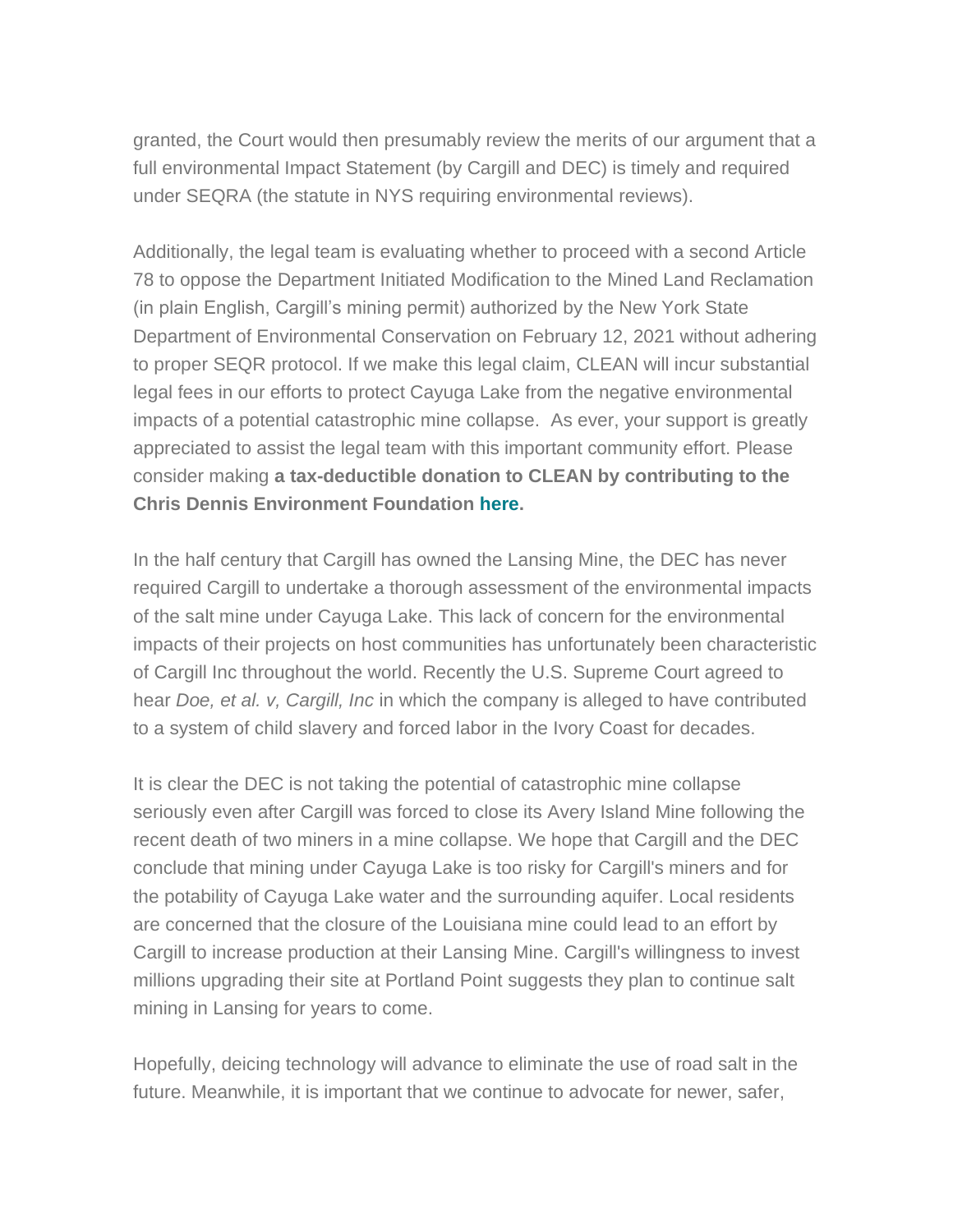granted, the Court would then presumably review the merits of our argument that a full environmental Impact Statement (by Cargill and DEC) is timely and required under SEQRA (the statute in NYS requiring environmental reviews).

Additionally, the legal team is evaluating whether to proceed with a second Article 78 to oppose the Department Initiated Modification to the Mined Land Reclamation (in plain English, Cargill's mining permit) authorized by the New York State Department of Environmental Conservation on February 12, 2021 without adhering to proper SEQR protocol. If we make this legal claim, CLEAN will incur substantial legal fees in our efforts to protect Cayuga Lake from the negative environmental impacts of a potential catastrophic mine collapse. As ever, your support is greatly appreciated to assist the legal team with this important community effort. Please consider making **a tax-deductible donation to CLEAN by contributing to the Chris Dennis Environment Foundation here.**

In the half century that Cargill has owned the Lansing Mine, the DEC has never required Cargill to undertake a thorough assessment of the environmental impacts of the salt mine under Cayuga Lake. This lack of concern for the environmental impacts of their projects on host communities has unfortunately been characteristic of Cargill Inc throughout the world. Recently the U.S. Supreme Court agreed to hear *Doe, et al. v, Cargill, Inc* in which the company is alleged to have contributed to a system of child slavery and forced labor in the Ivory Coast for decades.

It is clear the DEC is not taking the potential of catastrophic mine collapse seriously even after Cargill was forced to close its Avery Island Mine following the recent death of two miners in a mine collapse. We hope that Cargill and the DEC conclude that mining under Cayuga Lake is too risky for Cargill's miners and for the potability of Cayuga Lake water and the surrounding aquifer. Local residents are concerned that the closure of the Louisiana mine could lead to an effort by Cargill to increase production at their Lansing Mine. Cargill's willingness to invest millions upgrading their site at Portland Point suggests they plan to continue salt mining in Lansing for years to come.

Hopefully, deicing technology will advance to eliminate the use of road salt in the future. Meanwhile, it is important that we continue to advocate for newer, safer,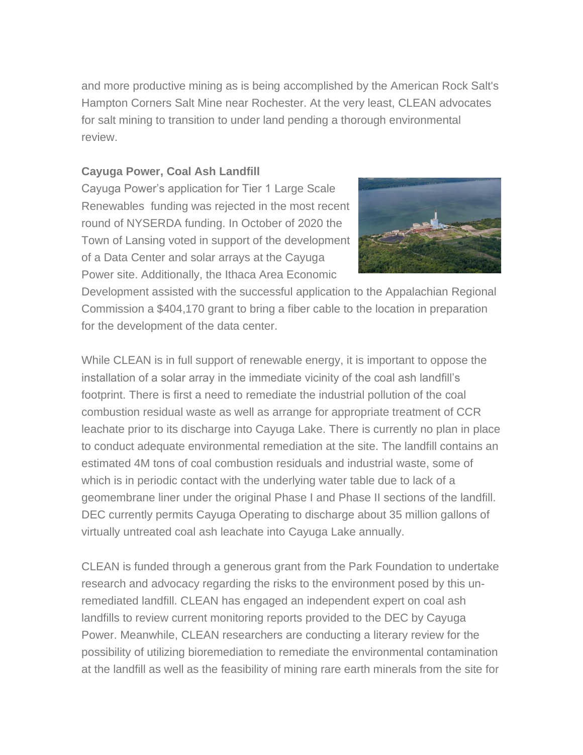and more productive mining as is being accomplished by the American Rock Salt's Hampton Corners Salt Mine near Rochester. At the very least, CLEAN advocates for salt mining to transition to under land pending a thorough environmental review.

**Cayuga Power, Coal Ash Landfill**

Cayuga Power's application for Tier 1 Large Scale Renewables funding was rejected in the most recent round of NYSERDA funding. In October of 2020 the Town of Lansing voted in support of the development of a Data Center and solar arrays at the Cayuga Power site. Additionally, the Ithaca Area Economic Development assisted with the successful application to the Appalachian Regional Commission a $404,170 grant to bring a fiber cable to the location in preparation for the development of the data center.

While CLEAN is in full support of renewable energy, it is important to oppose the installation of a solar array in the immediate vicinity of the coal ash landfill's footprint. There is first a need to remediate the industrial pollution of the coal combustion residual waste as well as arrange for appropriate treatment of CCR leachate prior to its discharge into Cayuga Lake. There is currently no plan in place to conduct adequate environmental remediation at the site. The landfill contains an estimated 4M tons of coal combustion residuals and industrial waste, some of which is in periodic contact with the underlying water table due to lack of a geomembrane liner under the original Phase I and Phase II sections of the landfill. DEC currently permits Cayuga Operating to discharge about 35 million gallons of virtually untreated coal ash leachate into Cayuga Lake annually.

CLEAN is funded through a generous grant from the Park Foundation to undertake research and advocacy regarding the risks to the environment posed by this un-remediated landfill. CLEAN has engaged an independent expert on coal ash landfills to review current monitoring reports provided to the DEC by Cayuga Power. Meanwhile, CLEAN researchers are conducting a literary review for the possibility of utilizing bioremediation to remediate the environmental contamination at the landfill as well as the feasibility of mining rare earth minerals from the site for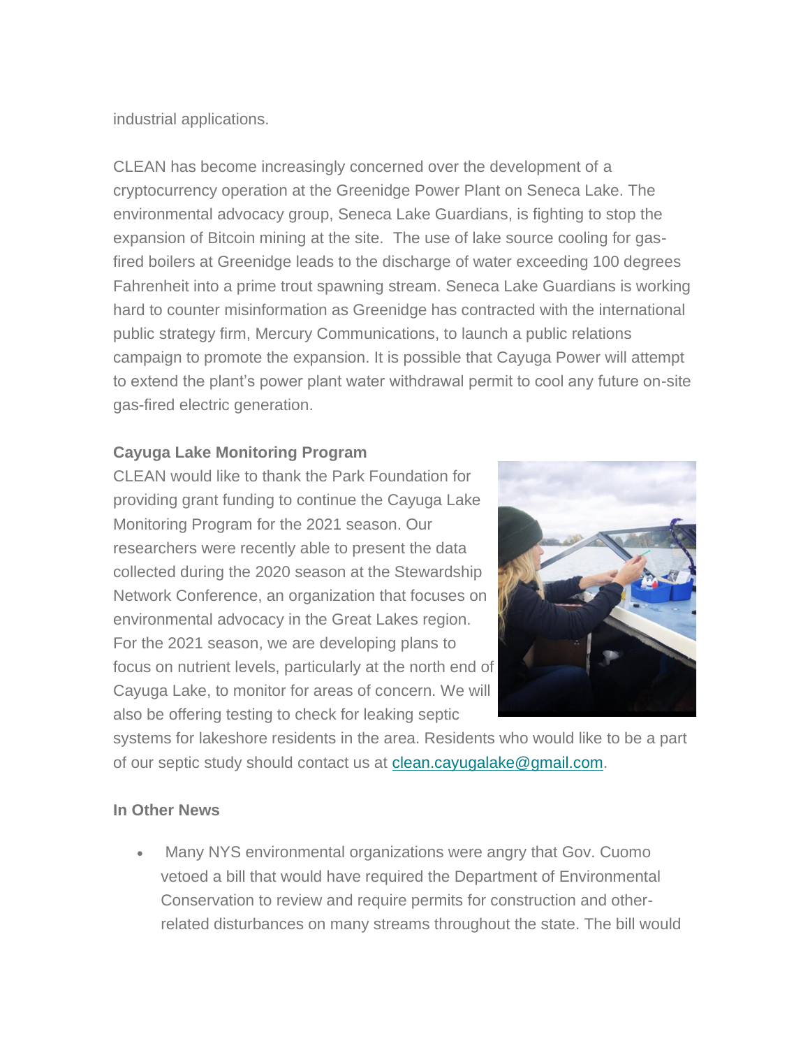industrial applications.

CLEAN has become increasingly concerned over the development of a cryptocurrency operation at the Greenidge Power Plant on Seneca Lake. The environmental advocacy group, Seneca Lake Guardians, is fighting to stop the expansion of Bitcoin mining at the site.  The use of lake source cooling for gas-fired boilers at Greenidge leads to the discharge of water exceeding 100 degrees Fahrenheit into a prime trout spawning stream. Seneca Lake Guardians is working hard to counter misinformation as Greenidge has contracted with the international public strategy firm, Mercury Communications, to launch a public relations campaign to promote the expansion. It is possible that Cayuga Power will attempt to extend the plant's power plant water withdrawal permit to cool any future on-site gas-fired electric generation.

**Cayuga Lake Monitoring Program**

CLEAN would like to thank the Park Foundation for providing grant funding to continue the Cayuga Lake Monitoring Program for the 2021 season. Our researchers were recently able to present the data collected during the 2020 season at the Stewardship Network Conference, an organization that focuses on environmental advocacy in the Great Lakes region. For the 2021 season, we are developing plans to focus on nutrient levels, particularly at the north end of Cayuga Lake, to monitor for areas of concern. We will also be offering testing to check for leaking septic systems for lakeshore residents in the area. Residents who would like to be a part of our septic study should contact us at clean.cayugalake@gmail.com.

**In Other News**

- Many NYS environmental organizations were angry that Gov. Cuomo vetoed a bill that would have required the Department of Environmental Conservation to review and require permits for construction and other-related disturbances on many streams throughout the state. The bill would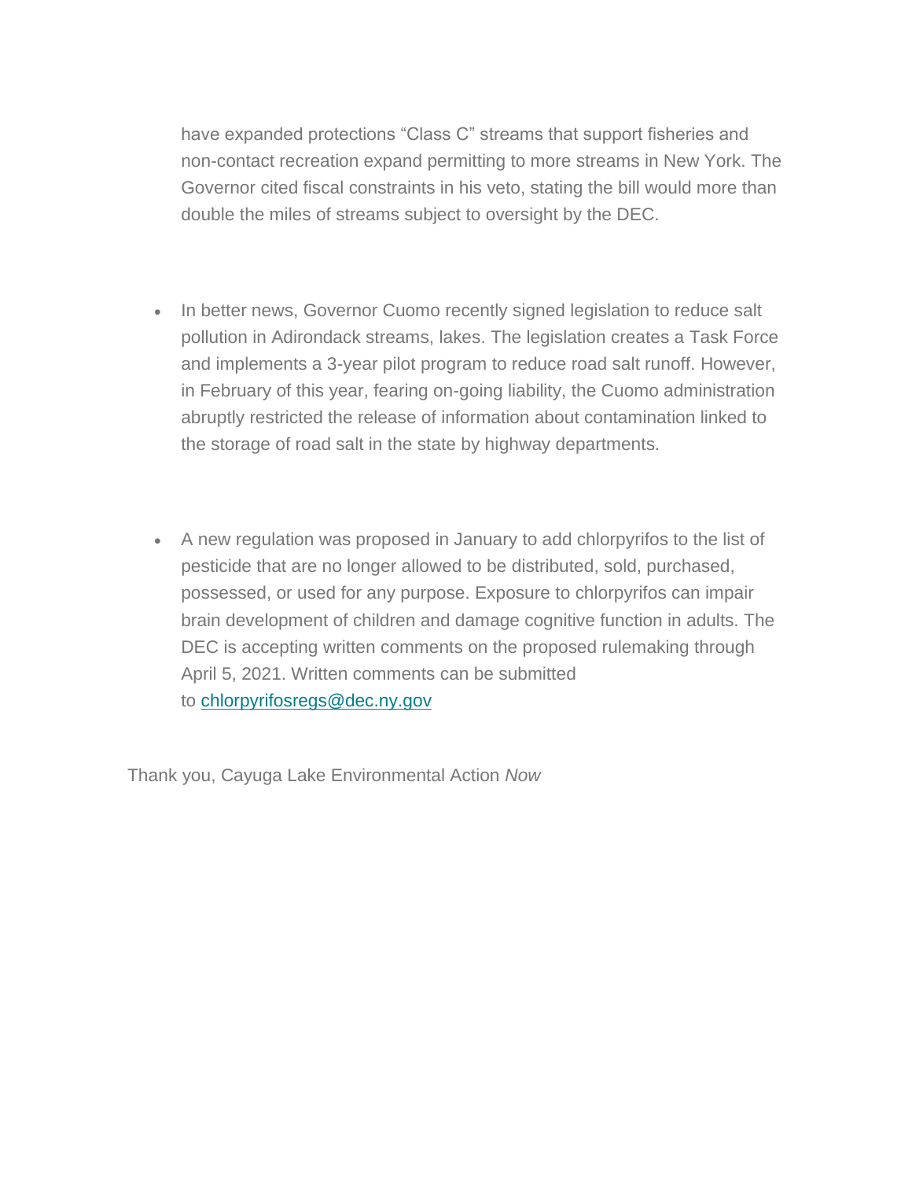have expanded protections “Class C” streams that support fisheries and non-contact recreation expand permitting to more streams in New York. The Governor cited fiscal constraints in his veto, stating the bill would more than double the miles of streams subject to oversight by the DEC.

- In better news, Governor Cuomo recently signed legislation to reduce salt pollution in Adirondack streams, lakes. The legislation creates a Task Force and implements a 3-year pilot program to reduce road salt runoff. However, in February of this year, fearing on-going liability, the Cuomo administration abruptly restricted the release of information about contamination linked to the storage of road salt in the state by highway departments.

- A new regulation was proposed in January to add chlorpyrifos to the list of pesticide that are no longer allowed to be distributed, sold, purchased, possessed, or used for any purpose. Exposure to chlorpyrifos can impair brain development of children and damage cognitive function in adults. The DEC is accepting written comments on the proposed rulemaking through April 5, 2021. Written comments can be submitted to chlorpyrifosregs@dec.ny.gov

Thank you, Cayuga Lake Environmental Action *Now*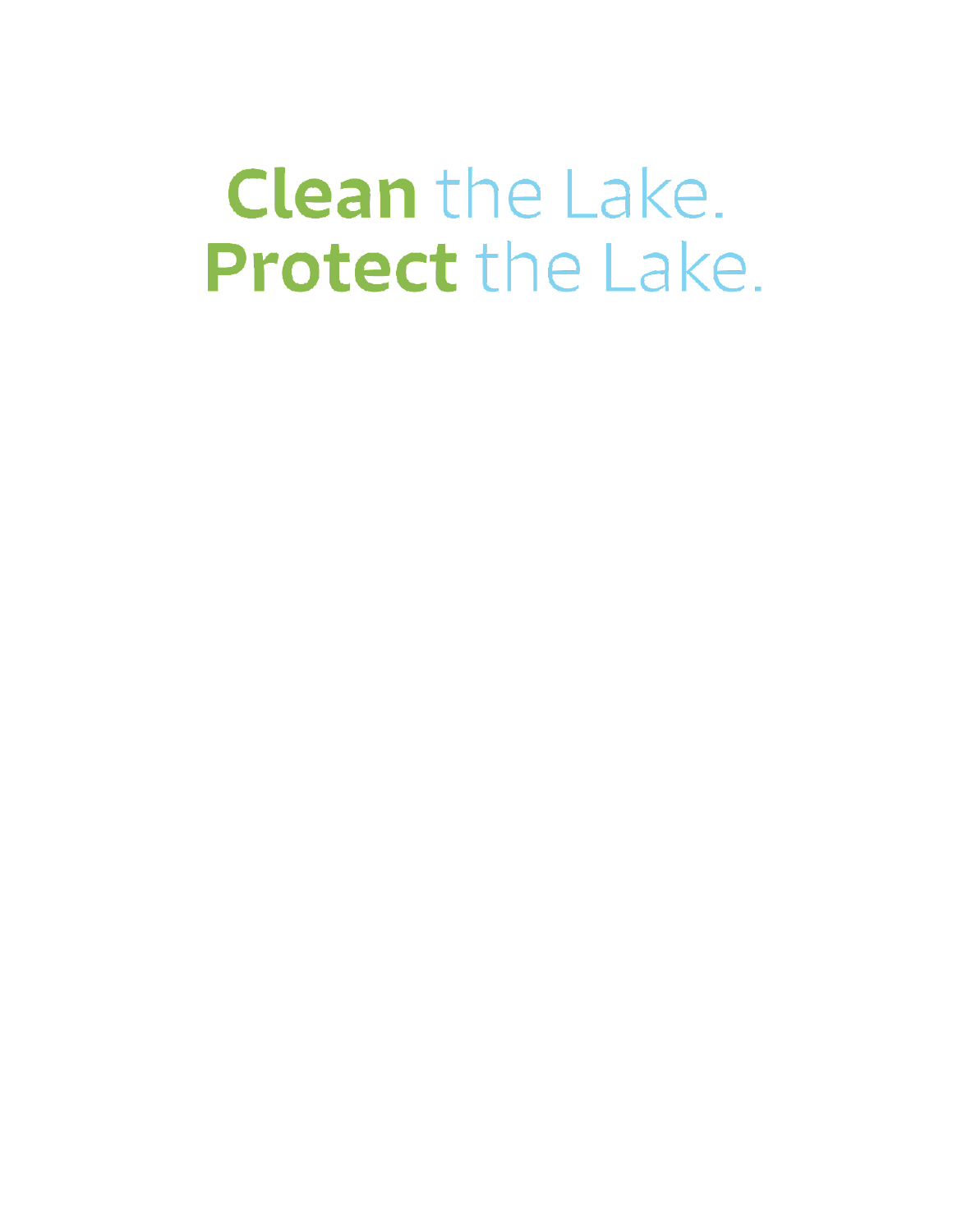**Clean** the Lake.
**Protect** the Lake.